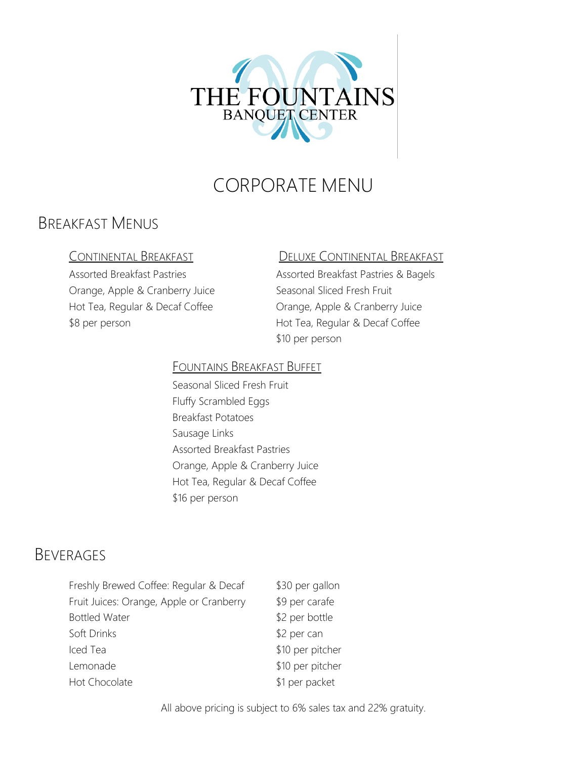# THE FOUNTAINS BANQUET CENTER

# CORPORATE MENU

## BREAKFAST MENUS

### CONTINENTAL BREAKFAST

Assorted Breakfast Pastries
Orange, Apple & Cranberry Juice
Hot Tea, Regular & Decaf Coffee
$8 per person

### DELUXE CONTINENTAL BREAKFAST

Assorted Breakfast Pastries & Bagels
Seasonal Sliced Fresh Fruit
Orange, Apple & Cranberry Juice
Hot Tea, Regular & Decaf Coffee
$10 per person

### FOUNTAINS BREAKFAST BUFFET

Seasonal Sliced Fresh Fruit
Fluffy Scrambled Eggs
Breakfast Potatoes
Sausage Links
Assorted Breakfast Pastries
Orange, Apple & Cranberry Juice
Hot Tea, Regular & Decaf Coffee
$16 per person

## BEVERAGES

| | |
|---|---|
| Freshly Brewed Coffee: Regular & Decaf | $30 per gallon |
| Fruit Juices: Orange, Apple or Cranberry | $9 per carafe |
| Bottled Water | $2 per bottle |
| Soft Drinks | $2 per can |
| Iced Tea | $10 per pitcher |
| Lemonade | $10 per pitcher |
| Hot Chocolate | $1 per packet |

All above pricing is subject to 6% sales tax and 22% gratuity.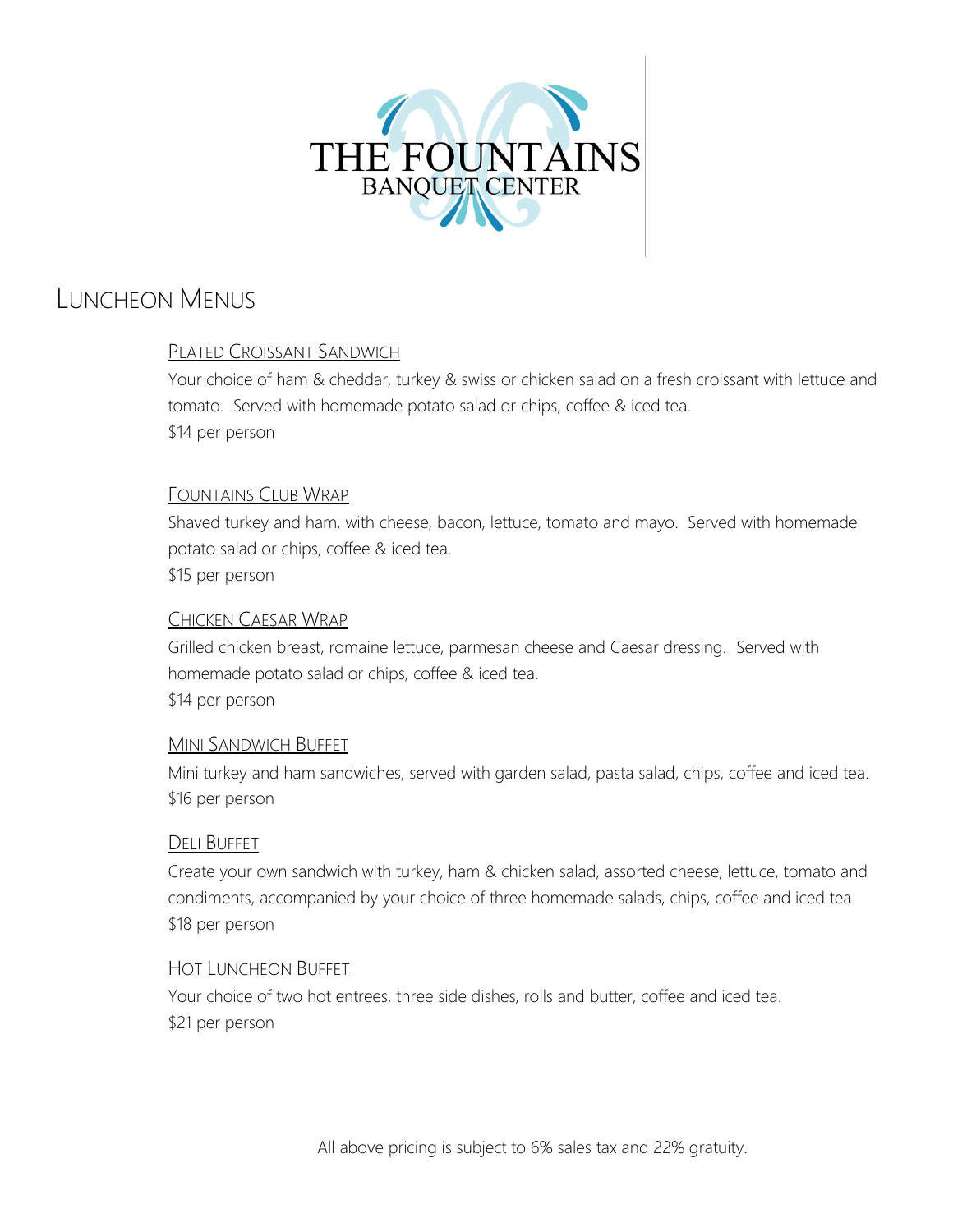# THE FOUNTAINS BANQUET CENTER

## Luncheon Menus

### Plated Croissant Sandwich

Your choice of ham & cheddar, turkey & swiss or chicken salad on a fresh croissant with lettuce and tomato. Served with homemade potato salad or chips, coffee & iced tea.

$14 per person

### Fountains Club Wrap

Shaved turkey and ham, with cheese, bacon, lettuce, tomato and mayo. Served with homemade potato salad or chips, coffee & iced tea.

$15 per person

### Chicken Caesar Wrap

Grilled chicken breast, romaine lettuce, parmesan cheese and Caesar dressing. Served with homemade potato salad or chips, coffee & iced tea.

$14 per person

### Mini Sandwich Buffet

Mini turkey and ham sandwiches, served with garden salad, pasta salad, chips, coffee and iced tea.

$16 per person

### Deli Buffet

Create your own sandwich with turkey, ham & chicken salad, assorted cheese, lettuce, tomato and condiments, accompanied by your choice of three homemade salads, chips, coffee and iced tea.

$18 per person

### Hot Luncheon Buffet

Your choice of two hot entrees, three side dishes, rolls and butter, coffee and iced tea.

$21 per person

All above pricing is subject to 6% sales tax and 22% gratuity.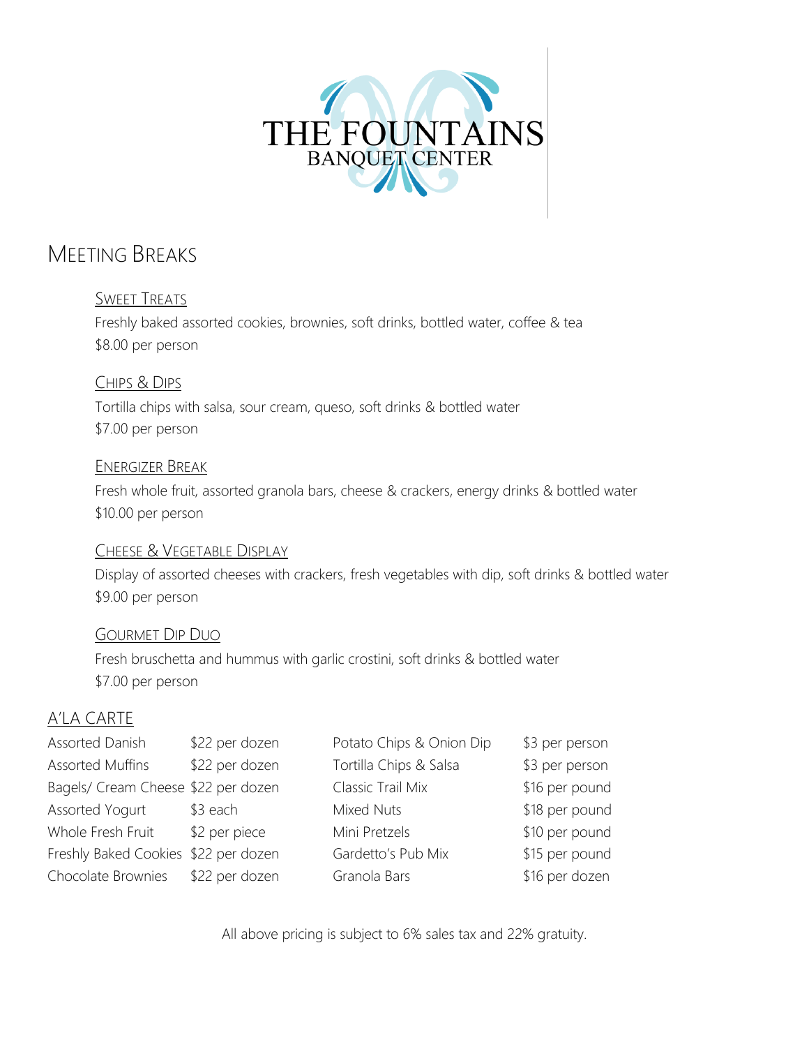# THE FOUNTAINS
BANQUET CENTER

## MEETING BREAKS

### SWEET TREATS

Freshly baked assorted cookies, brownies, soft drinks, bottled water, coffee & tea
$8.00 per person

### CHIPS & DIPS

Tortilla chips with salsa, sour cream, queso, soft drinks & bottled water
$7.00 per person

### ENERGIZER BREAK

Fresh whole fruit, assorted granola bars, cheese & crackers, energy drinks & bottled water
$10.00 per person

### CHEESE & VEGETABLE DISPLAY

Display of assorted cheeses with crackers, fresh vegetables with dip, soft drinks & bottled water
$9.00 per person

### GOURMET DIP DUO

Fresh bruschetta and hummus with garlic crostini, soft drinks & bottled water
$7.00 per person

## A'LA CARTE

| Item | Price | Item | Price |
|---|---|---|---|
| Assorted Danish | $22 per dozen | Potato Chips & Onion Dip | $3 per person |
| Assorted Muffins | $22 per dozen | Tortilla Chips & Salsa | $3 per person |
| Bagels/ Cream Cheese | $22 per dozen | Classic Trail Mix | $16 per pound |
| Assorted Yogurt | $3 each | Mixed Nuts | $18 per pound |
| Whole Fresh Fruit | $2 per piece | Mini Pretzels | $10 per pound |
| Freshly Baked Cookies | $22 per dozen | Gardetto's Pub Mix | $15 per pound |
| Chocolate Brownies | $22 per dozen | Granola Bars | $16 per dozen |

All above pricing is subject to 6% sales tax and 22% gratuity.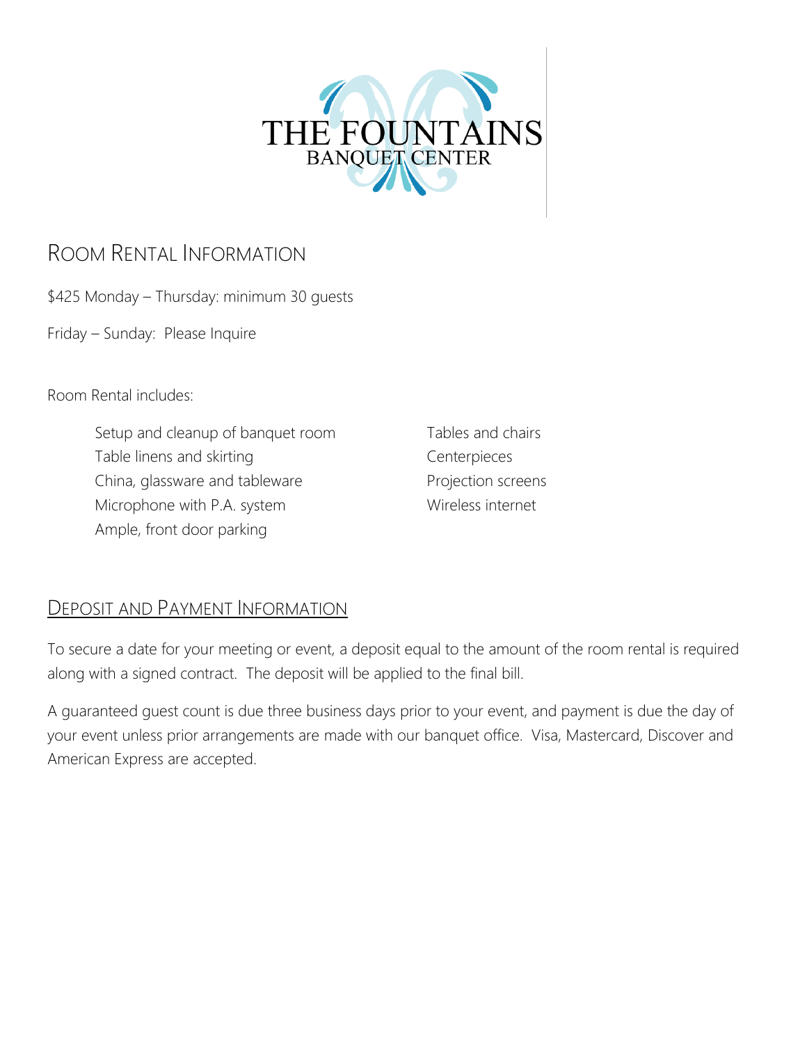THE FOUNTAINS
BANQUET CENTER

## Room Rental Information

$425 Monday – Thursday: minimum 30 guests

Friday – Sunday: Please Inquire

Room Rental includes:

- Setup and cleanup of banquet room
- Table linens and skirting
- China, glassware and tableware
- Microphone with P.A. system
- Ample, front door parking
- Tables and chairs
- Centerpieces
- Projection screens
- Wireless internet

## Deposit and Payment Information

To secure a date for your meeting or event, a deposit equal to the amount of the room rental is required along with a signed contract. The deposit will be applied to the final bill.

A guaranteed guest count is due three business days prior to your event, and payment is due the day of your event unless prior arrangements are made with our banquet office. Visa, Mastercard, Discover and American Express are accepted.